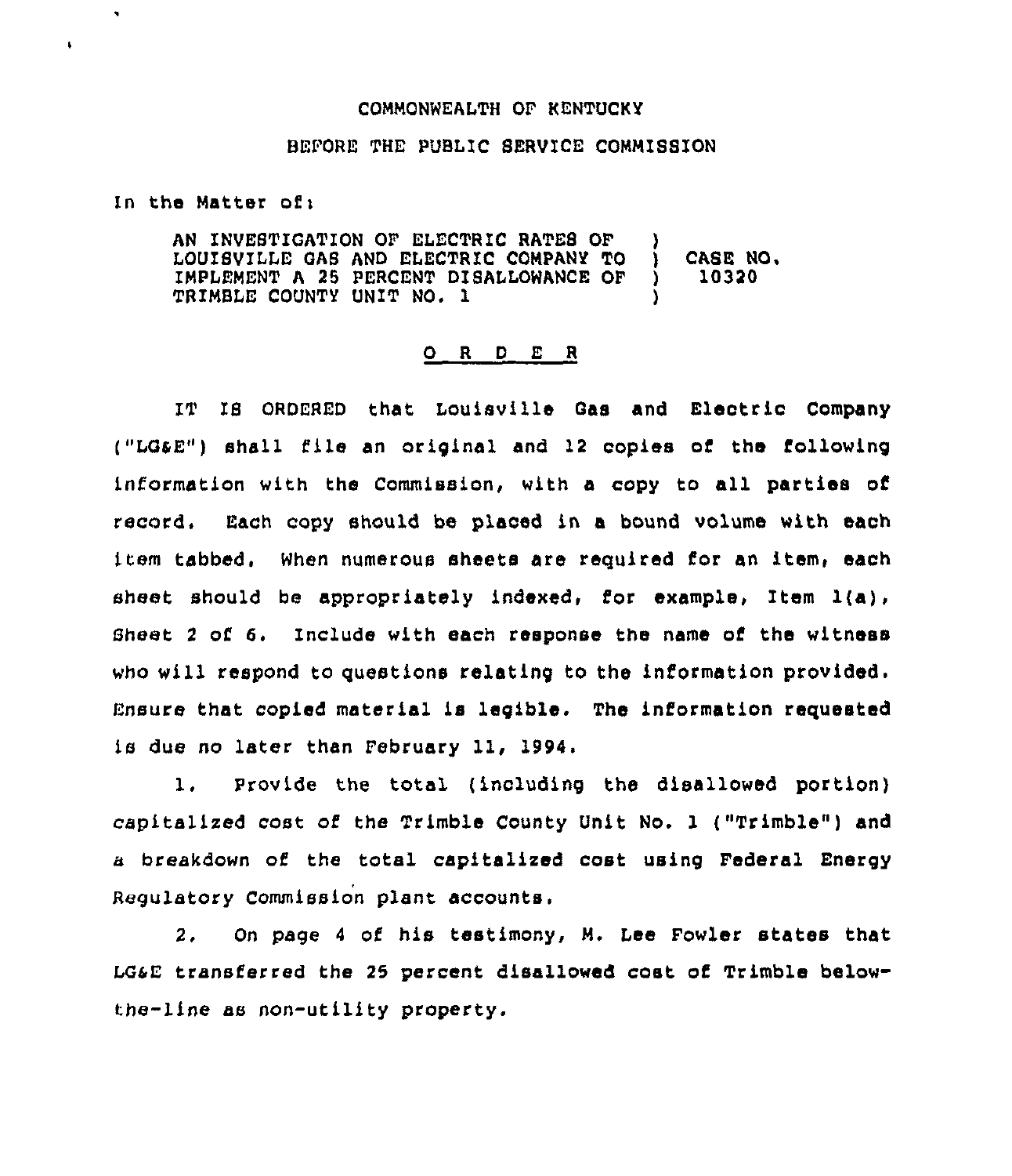COMMONWEALTH OF KENTUCKY

BEFORE THE PUBLIC SERVICE COMMISSION

In the Matter of:

| | | |
|---|---|---|
| AN INVESTIGATION OF ELECTRIC RATES OF LOUISVILLE GAS AND ELECTRIC COMPANY TO IMPLEMENT A 25 PERCENT DISALLOWANCE OF TRIMBLE COUNTY UNIT NO. 1 | ) ) ) ) | CASE NO. 10320 |

## O R D E R

IT IS ORDERED that Louisville Gas and Electric Company ("LG&E") shall file an original and 12 copies of the following information with the Commission, with a copy to all parties of record. Each copy should be placed in a bound volume with each item tabbed. When numerous sheets are required for an item, each sheet should be appropriately indexed, for example, Item 1(a), Sheet 2 of 6. Include with each response the name of the witness who will respond to questions relating to the information provided. Ensure that copied material is legible. The information requested is due no later than February 11, 1994.

1. Provide the total (including the disallowed portion) capitalized cost of the Trimble County Unit No. 1 ("Trimble") and a breakdown of the total capitalized cost using Federal Energy Regulatory Commission plant accounts.

2. On page 4 of his testimony, M. Lee Fowler states that LG&E transferred the 25 percent disallowed cost of Trimble below-the-line as non-utility property.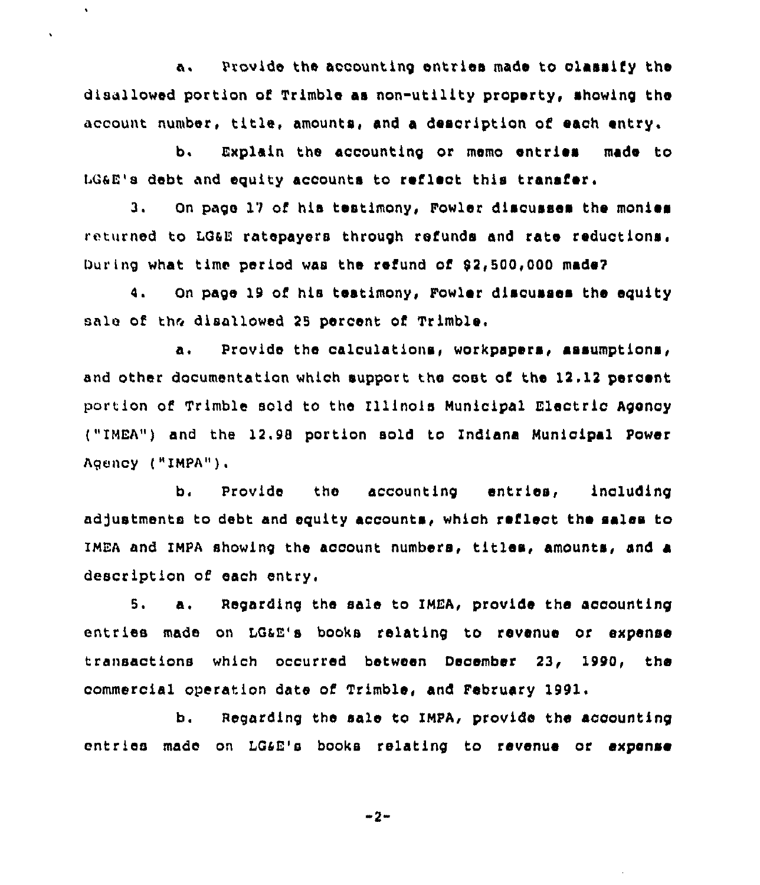a. Provide the accounting entries made to classify the disallowed portion of Trimble as non-utility property, showing the account number, title, amounts, and a description of each entry.

b. Explain the accounting or memo entries made to LG&E's debt and equity accounts to reflect this transfer.

3. On page 17 of his testimony, Fowler discusses the monies returned to LG&E ratepayers through refunds and rate reductions. During what time period was the refund of $2,500,000 made?

4. On page 19 of his testimony, Fowler discusses the equity sale of the disallowed 25 percent of Trimble.

a. Provide the calculations, workpapers, assumptions, and other documentation which support the cost of the 12.12 percent portion of Trimble sold to the Illinois Municipal Electric Agency ("IMEA") and the 12.88 portion sold to Indiana Municipal Power Agency ("IMPA").

b. Provide the accounting entries, including adjustments to debt and equity accounts, which reflect the sales to IMEA and IMPA showing the account numbers, titles, amounts, and a description of each entry.

5. a. Regarding the sale to IMEA, provide the accounting entries made on LG&E's books relating to revenue or expense transactions which occurred between December 23, 1990, the commercial operation date of Trimble, and February 1991.

b. Regarding the sale to IMPA, provide the accounting entries made on LG&E's books relating to revenue or expense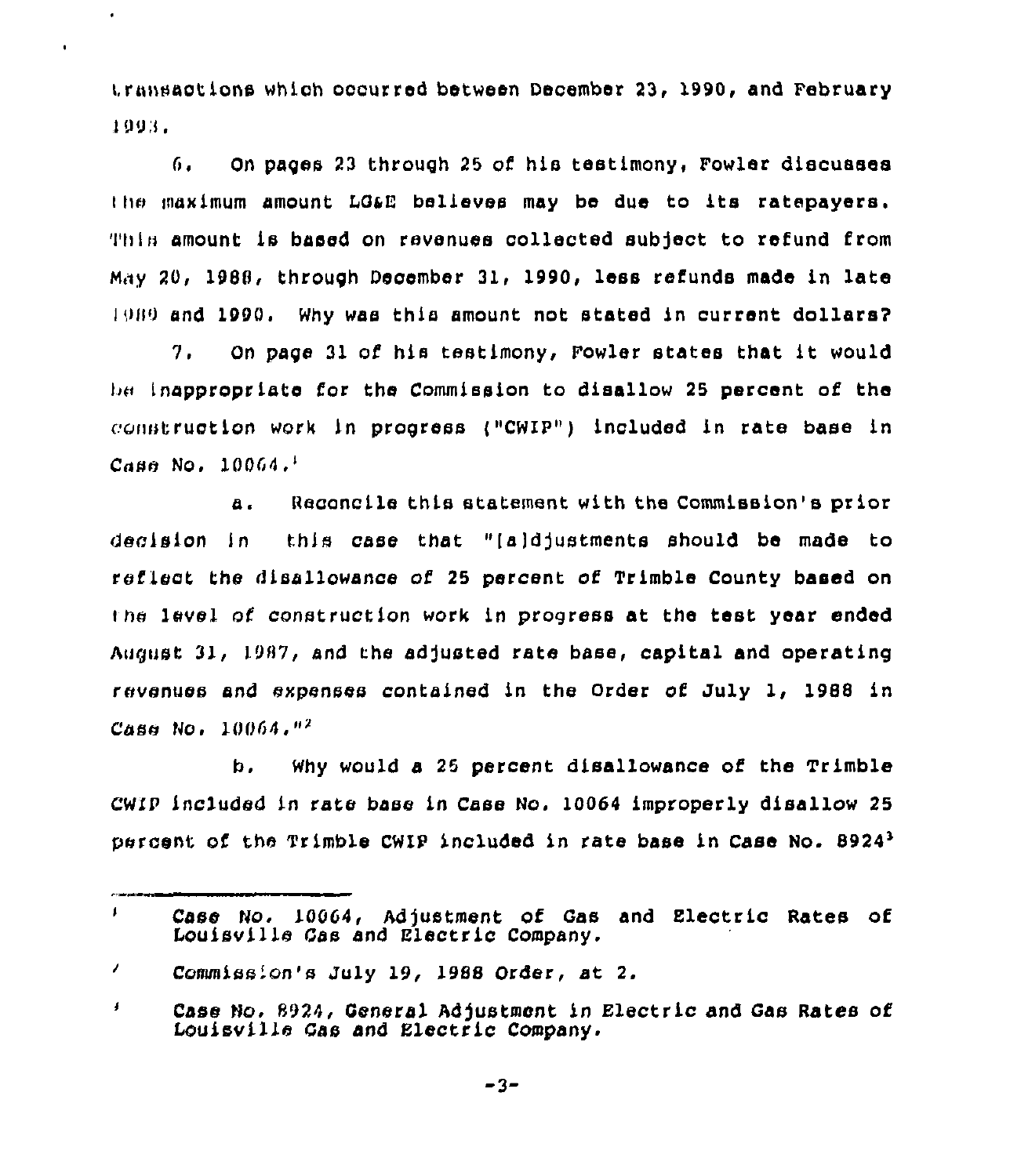transactions which occurred between December 23, 1990, and February 1993.

6. On pages 23 through 25 of his testimony, Fowler discusses the maximum amount LG&E believes may be due to its ratepayers. This amount is based on revenues collected subject to refund from May 20, 1988, through December 31, 1990, less refunds made in late 1989 and 1990. Why was this amount not stated in current dollars?

7. On page 31 of his testimony, Fowler states that it would be inappropriate for the Commission to disallow 25 percent of the construction work in progress ("CWIP") included in rate base in Case No. 10064.[1]

a. Reconcile this statement with the Commission's prior decision in this case that "[a]djustments should be made to reflect the disallowance of 25 percent of Trimble County based on the level of construction work in progress at the test year ended August 31, 1987, and the adjusted rate base, capital and operating revenues and expenses contained in the Order of July 1, 1988 in Case No. 10064."[2]

b. Why would a 25 percent disallowance of the Trimble CWIP included in rate base in Case No. 10064 improperly disallow 25 percent of the Trimble CWIP included in rate base in Case No. 8924[3]

---

[1] Case No. 10064, Adjustment of Gas and Electric Rates of Louisville Gas and Electric Company.

[2] Commission's July 19, 1988 Order, at 2.

[3] Case No. 8924, General Adjustment in Electric and Gas Rates of Louisville Gas and Electric Company.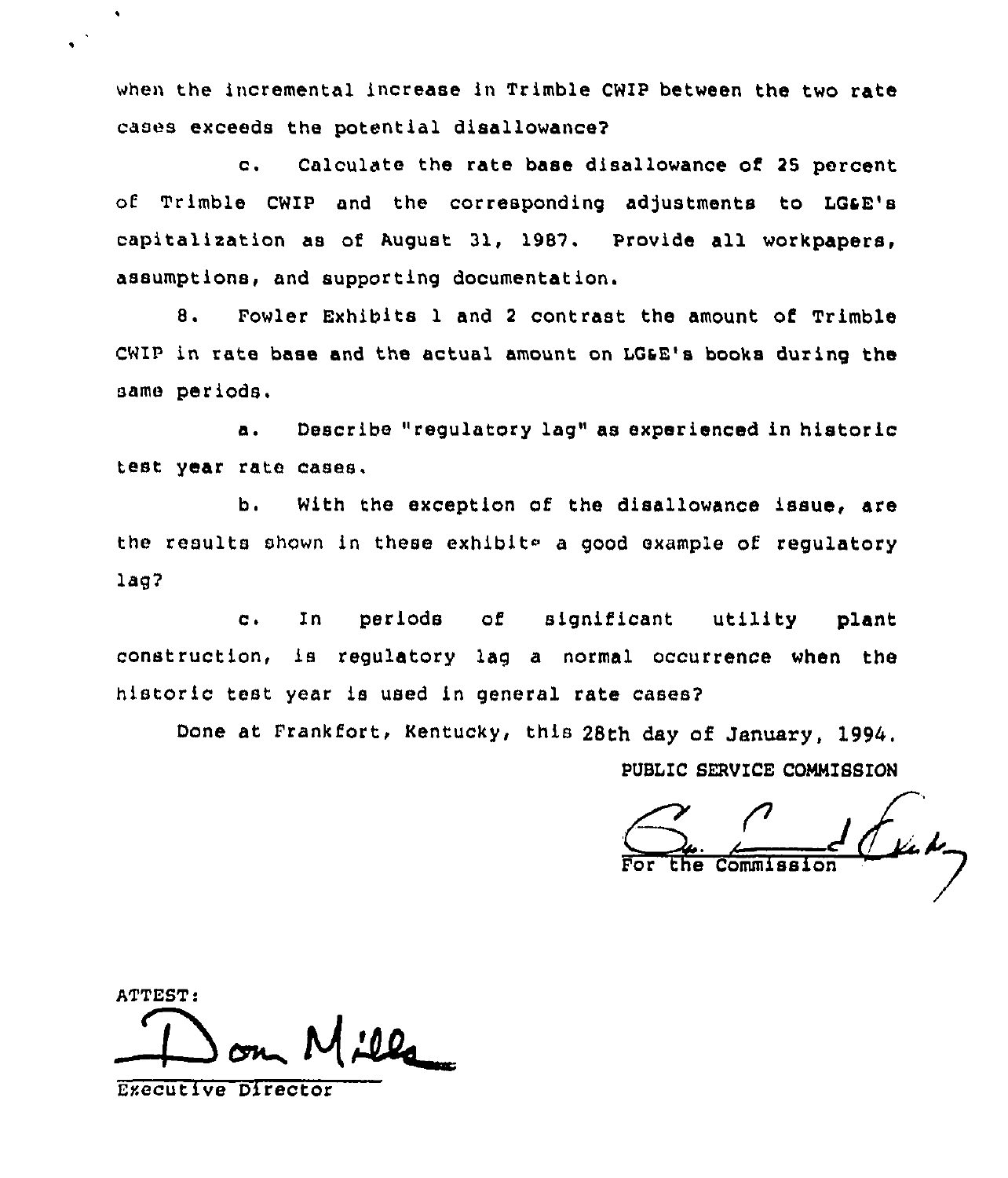when the incremental increase in Trimble CWIP between the two rate cases exceeds the potential disallowance?

c. Calculate the rate base disallowance of 25 percent of Trimble CWIP and the corresponding adjustments to LG&E's capitalization as of August 31, 1987. Provide all workpapers, assumptions, and supporting documentation.

8. Fowler Exhibits 1 and 2 contrast the amount of Trimble CWIP in rate base and the actual amount on LG&E's books during the same periods.

a. Describe "regulatory lag" as experienced in historic test year rate cases.

b. With the exception of the disallowance issue, are the results shown in these exhibits a good example of regulatory lag?

c. In periods of significant utility plant construction, is regulatory lag a normal occurrence when the historic test year is used in general rate cases?

Done at Frankfort, Kentucky, this 28th day of January, 1994.

PUBLIC SERVICE COMMISSION

For the Commission

ATTEST:

Executive Director